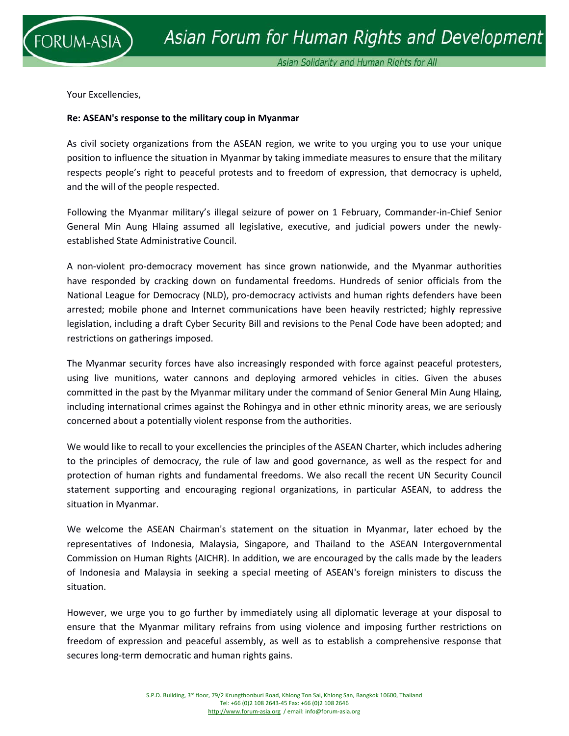Your Excellencies,

**Re: ASEAN's response to the military coup in Myanmar**

As civil society organizations from the ASEAN region, we write to you urging you to use your unique position to influence the situation in Myanmar by taking immediate measures to ensure that the military respects people's right to peaceful protests and to freedom of expression, that democracy is upheld, and the will of the people respected.

Following the Myanmar military's illegal seizure of power on 1 February, Commander-in-Chief Senior General Min Aung Hlaing assumed all legislative, executive, and judicial powers under the newly-established State Administrative Council.

A non-violent pro-democracy movement has since grown nationwide, and the Myanmar authorities have responded by cracking down on fundamental freedoms. Hundreds of senior officials from the National League for Democracy (NLD), pro-democracy activists and human rights defenders have been arrested; mobile phone and Internet communications have been heavily restricted; highly repressive legislation, including a draft Cyber Security Bill and revisions to the Penal Code have been adopted; and restrictions on gatherings imposed.

The Myanmar security forces have also increasingly responded with force against peaceful protesters, using live munitions, water cannons and deploying armored vehicles in cities. Given the abuses committed in the past by the Myanmar military under the command of Senior General Min Aung Hlaing, including international crimes against the Rohingya and in other ethnic minority areas, we are seriously concerned about a potentially violent response from the authorities.

We would like to recall to your excellencies the principles of the ASEAN Charter, which includes adhering to the principles of democracy, the rule of law and good governance, as well as the respect for and protection of human rights and fundamental freedoms. We also recall the recent UN Security Council statement supporting and encouraging regional organizations, in particular ASEAN, to address the situation in Myanmar.

We welcome the ASEAN Chairman's statement on the situation in Myanmar, later echoed by the representatives of Indonesia, Malaysia, Singapore, and Thailand to the ASEAN Intergovernmental Commission on Human Rights (AICHR). In addition, we are encouraged by the calls made by the leaders of Indonesia and Malaysia in seeking a special meeting of ASEAN's foreign ministers to discuss the situation.

However, we urge you to go further by immediately using all diplomatic leverage at your disposal to ensure that the Myanmar military refrains from using violence and imposing further restrictions on freedom of expression and peaceful assembly, as well as to establish a comprehensive response that secures long-term democratic and human rights gains.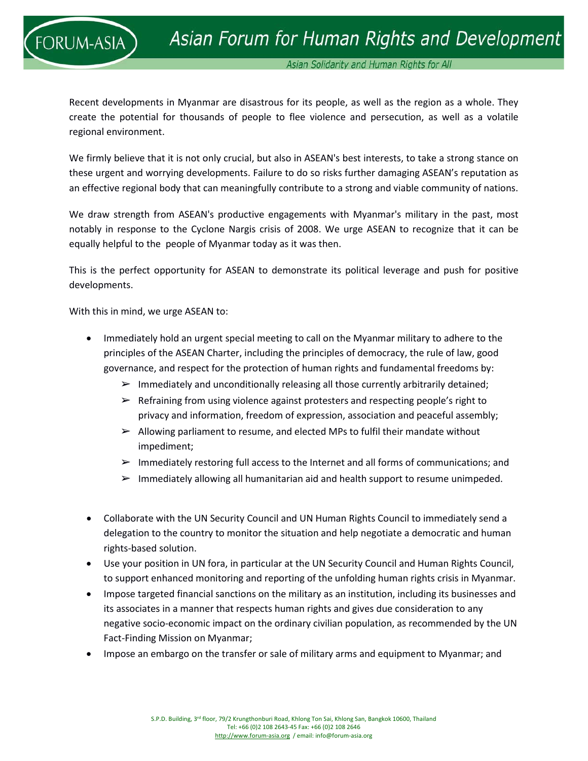Recent developments in Myanmar are disastrous for its people, as well as the region as a whole. They create the potential for thousands of people to flee violence and persecution, as well as a volatile regional environment.

We firmly believe that it is not only crucial, but also in ASEAN's best interests, to take a strong stance on these urgent and worrying developments. Failure to do so risks further damaging ASEAN's reputation as an effective regional body that can meaningfully contribute to a strong and viable community of nations.

We draw strength from ASEAN's productive engagements with Myanmar's military in the past, most notably in response to the Cyclone Nargis crisis of 2008. We urge ASEAN to recognize that it can be equally helpful to the people of Myanmar today as it was then.

This is the perfect opportunity for ASEAN to demonstrate its political leverage and push for positive developments.

With this in mind, we urge ASEAN to:

- Immediately hold an urgent special meeting to call on the Myanmar military to adhere to the principles of the ASEAN Charter, including the principles of democracy, the rule of law, good governance, and respect for the protection of human rights and fundamental freedoms by:
  - Immediately and unconditionally releasing all those currently arbitrarily detained;
  - Refraining from using violence against protesters and respecting people's right to privacy and information, freedom of expression, association and peaceful assembly;
  - Allowing parliament to resume, and elected MPs to fulfil their mandate without impediment;
  - Immediately restoring full access to the Internet and all forms of communications; and
  - Immediately allowing all humanitarian aid and health support to resume unimpeded.

- Collaborate with the UN Security Council and UN Human Rights Council to immediately send a delegation to the country to monitor the situation and help negotiate a democratic and human rights-based solution.
- Use your position in UN fora, in particular at the UN Security Council and Human Rights Council, to support enhanced monitoring and reporting of the unfolding human rights crisis in Myanmar.
- Impose targeted financial sanctions on the military as an institution, including its businesses and its associates in a manner that respects human rights and gives due consideration to any negative socio-economic impact on the ordinary civilian population, as recommended by the UN Fact-Finding Mission on Myanmar;
- Impose an embargo on the transfer or sale of military arms and equipment to Myanmar; and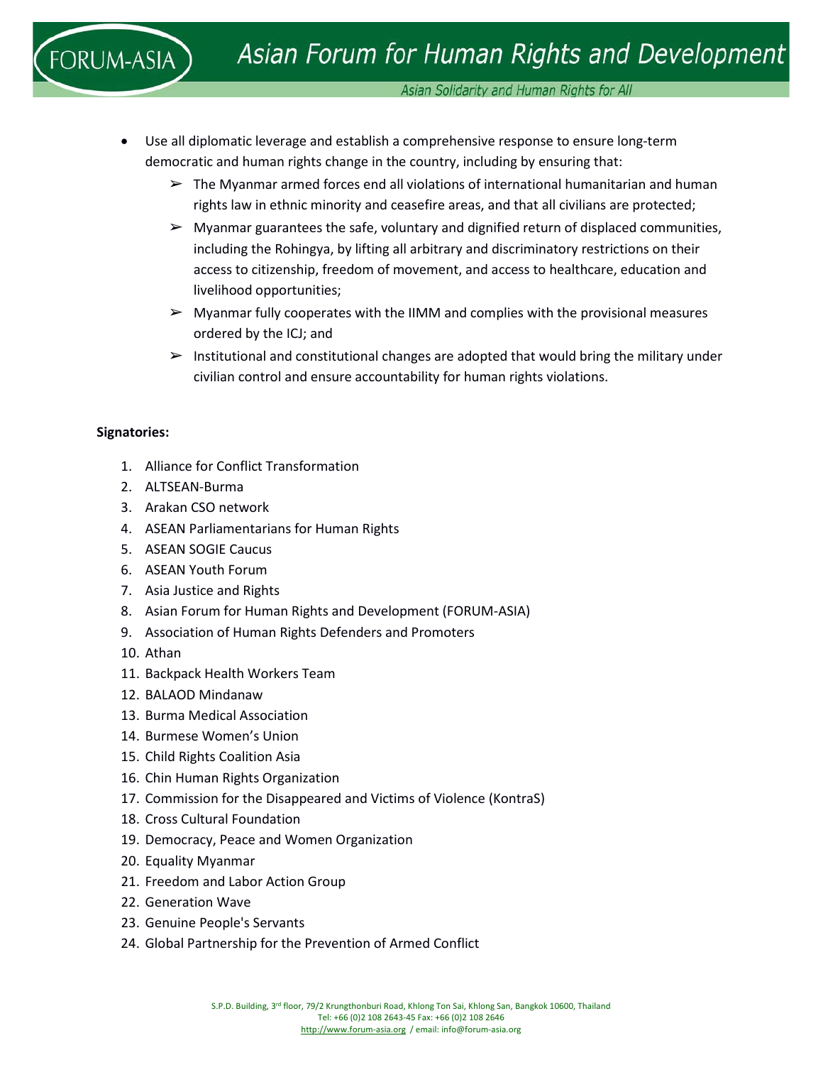- Use all diplomatic leverage and establish a comprehensive response to ensure long-term democratic and human rights change in the country, including by ensuring that:
  - ➢ The Myanmar armed forces end all violations of international humanitarian and human rights law in ethnic minority and ceasefire areas, and that all civilians are protected;
  - ➢ Myanmar guarantees the safe, voluntary and dignified return of displaced communities, including the Rohingya, by lifting all arbitrary and discriminatory restrictions on their access to citizenship, freedom of movement, and access to healthcare, education and livelihood opportunities;
  - ➢ Myanmar fully cooperates with the IIMM and complies with the provisional measures ordered by the ICJ; and
  - ➢ Institutional and constitutional changes are adopted that would bring the military under civilian control and ensure accountability for human rights violations.

**Signatories:**

1. Alliance for Conflict Transformation
2. ALTSEAN-Burma
3. Arakan CSO network
4. ASEAN Parliamentarians for Human Rights
5. ASEAN SOGIE Caucus
6. ASEAN Youth Forum
7. Asia Justice and Rights
8. Asian Forum for Human Rights and Development (FORUM-ASIA)
9. Association of Human Rights Defenders and Promoters
10. Athan
11. Backpack Health Workers Team
12. BALAOD Mindanaw
13. Burma Medical Association
14. Burmese Women's Union
15. Child Rights Coalition Asia
16. Chin Human Rights Organization
17. Commission for the Disappeared and Victims of Violence (KontraS)
18. Cross Cultural Foundation
19. Democracy, Peace and Women Organization
20. Equality Myanmar
21. Freedom and Labor Action Group
22. Generation Wave
23. Genuine People's Servants
24. Global Partnership for the Prevention of Armed Conflict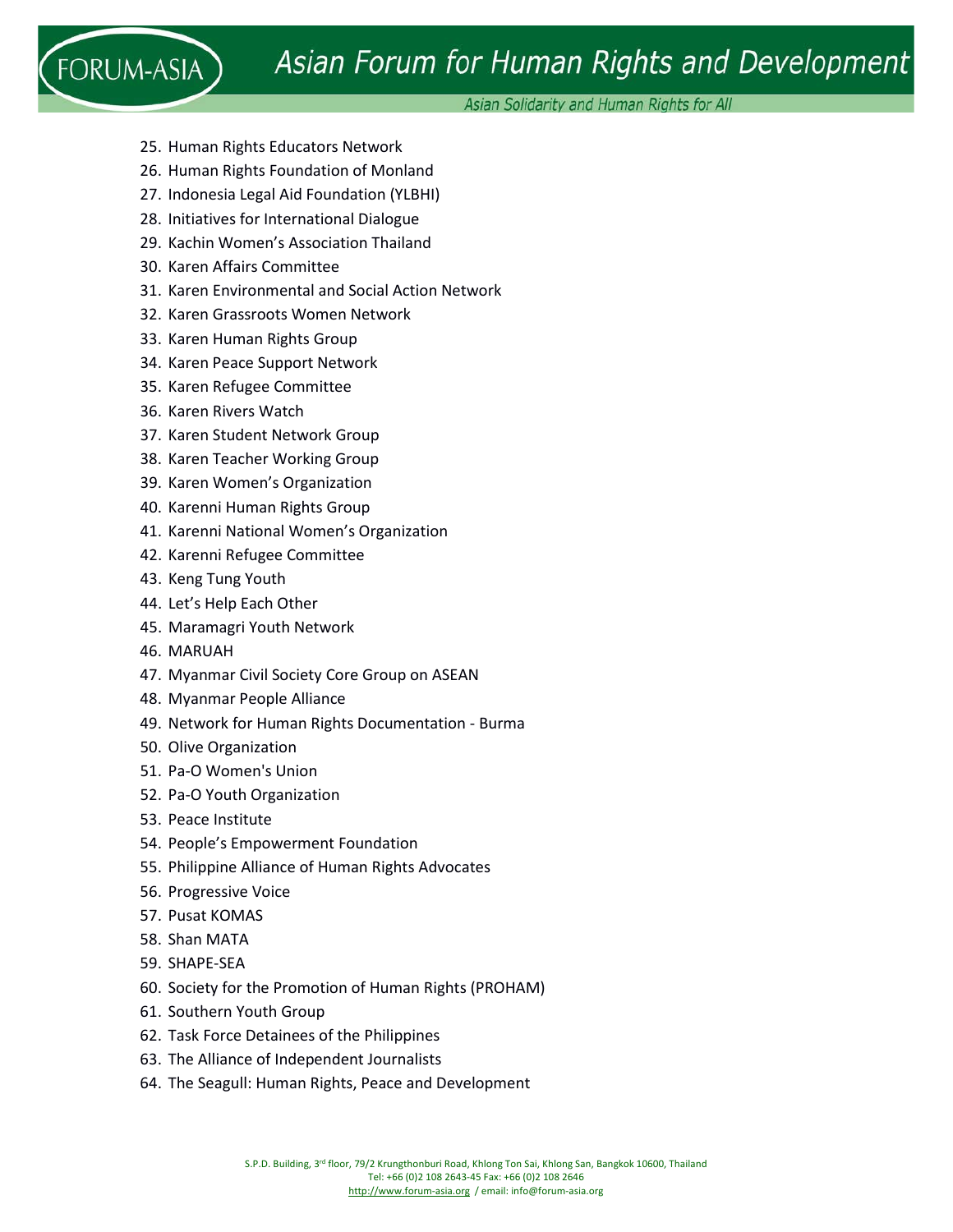25. Human Rights Educators Network
26. Human Rights Foundation of Monland
27. Indonesia Legal Aid Foundation (YLBHI)
28. Initiatives for International Dialogue
29. Kachin Women's Association Thailand
30. Karen Affairs Committee
31. Karen Environmental and Social Action Network
32. Karen Grassroots Women Network
33. Karen Human Rights Group
34. Karen Peace Support Network
35. Karen Refugee Committee
36. Karen Rivers Watch
37. Karen Student Network Group
38. Karen Teacher Working Group
39. Karen Women's Organization
40. Karenni Human Rights Group
41. Karenni National Women's Organization
42. Karenni Refugee Committee
43. Keng Tung Youth
44. Let's Help Each Other
45. Maramagri Youth Network
46. MARUAH
47. Myanmar Civil Society Core Group on ASEAN
48. Myanmar People Alliance
49. Network for Human Rights Documentation - Burma
50. Olive Organization
51. Pa-O Women's Union
52. Pa-O Youth Organization
53. Peace Institute
54. People's Empowerment Foundation
55. Philippine Alliance of Human Rights Advocates
56. Progressive Voice
57. Pusat KOMAS
58. Shan MATA
59. SHAPE-SEA
60. Society for the Promotion of Human Rights (PROHAM)
61. Southern Youth Group
62. Task Force Detainees of the Philippines
63. The Alliance of Independent Journalists
64. The Seagull: Human Rights, Peace and Development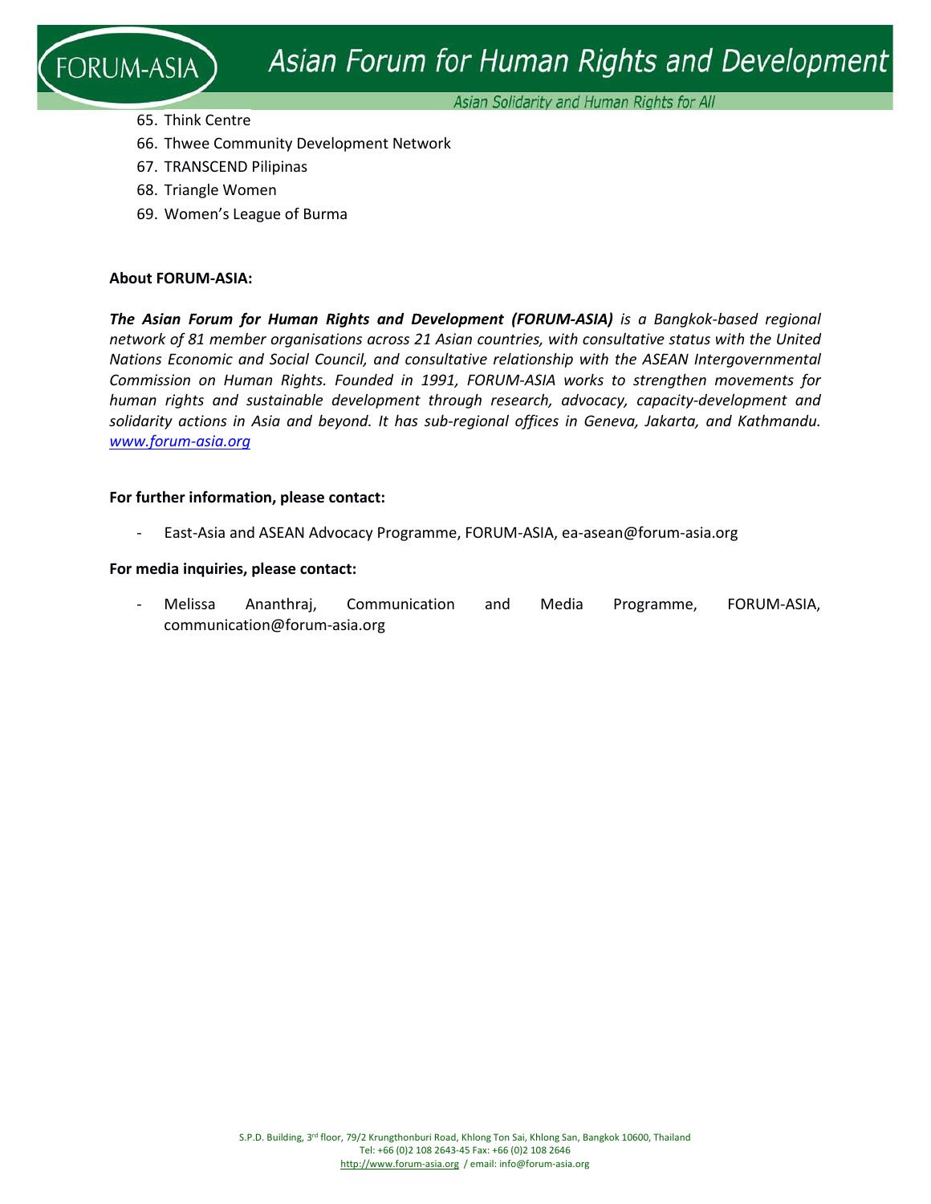65. Think Centre
66. Thwee Community Development Network
67. TRANSCEND Pilipinas
68. Triangle Women
69. Women's League of Burma

**About FORUM-ASIA:**

***The Asian Forum for Human Rights and Development (FORUM-ASIA)*** *is a Bangkok-based regional network of 81 member organisations across 21 Asian countries, with consultative status with the United Nations Economic and Social Council, and consultative relationship with the ASEAN Intergovernmental Commission on Human Rights. Founded in 1991, FORUM-ASIA works to strengthen movements for human rights and sustainable development through research, advocacy, capacity-development and solidarity actions in Asia and beyond. It has sub-regional offices in Geneva, Jakarta, and Kathmandu.* *[www.forum-asia.org](http://www.forum-asia.org)*

**For further information, please contact:**

- East-Asia and ASEAN Advocacy Programme, FORUM-ASIA, ea-asean@forum-asia.org

**For media inquiries, please contact:**

- Melissa Ananthraj, Communication and Media Programme, FORUM-ASIA, communication@forum-asia.org